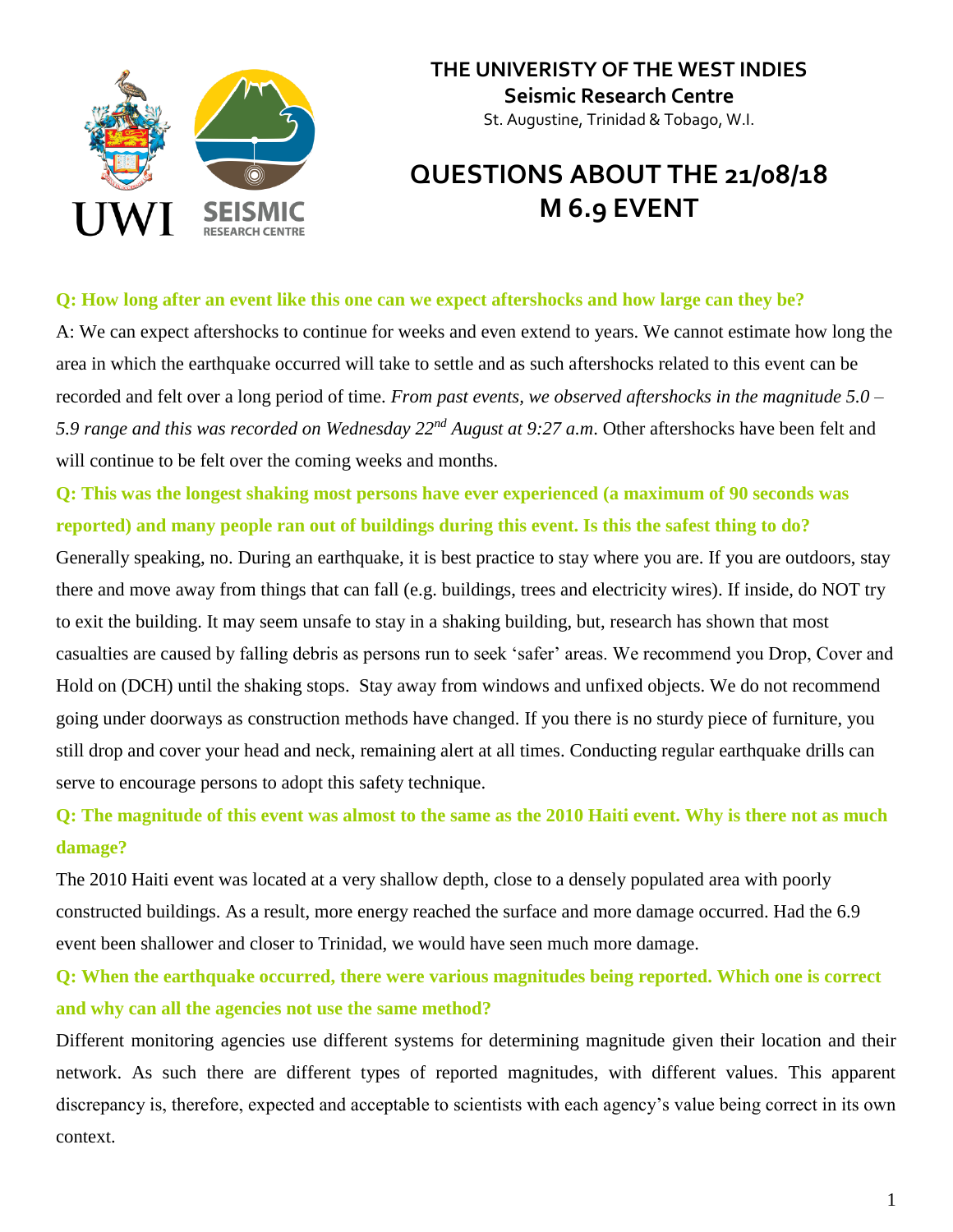**THE UNIVERSITY OF THE WEST INDIES**
**Seismic Research Centre**
St. Augustine, Trinidad & Tobago, W.I.

# QUESTIONS ABOUT THE 21/08/18 M 6.9 EVENT

**Q: How long after an event like this one can we expect aftershocks and how large can they be?**

A: We can expect aftershocks to continue for weeks and even extend to years. We cannot estimate how long the area in which the earthquake occurred will take to settle and as such aftershocks related to this event can be recorded and felt over a long period of time. *From past events, we observed aftershocks in the magnitude 5.0 – 5.9 range and this was recorded on Wednesday 22nd August at 9:27 a.m*. Other aftershocks have been felt and will continue to be felt over the coming weeks and months.

**Q: This was the longest shaking most persons have ever experienced (a maximum of 90 seconds was reported) and many people ran out of buildings during this event. Is this the safest thing to do?**

Generally speaking, no. During an earthquake, it is best practice to stay where you are. If you are outdoors, stay there and move away from things that can fall (e.g. buildings, trees and electricity wires). If inside, do NOT try to exit the building. It may seem unsafe to stay in a shaking building, but, research has shown that most casualties are caused by falling debris as persons run to seek 'safer' areas. We recommend you Drop, Cover and Hold on (DCH) until the shaking stops. Stay away from windows and unfixed objects. We do not recommend going under doorways as construction methods have changed. If you there is no sturdy piece of furniture, you still drop and cover your head and neck, remaining alert at all times. Conducting regular earthquake drills can serve to encourage persons to adopt this safety technique.

**Q: The magnitude of this event was almost to the same as the 2010 Haiti event. Why is there not as much damage?**

The 2010 Haiti event was located at a very shallow depth, close to a densely populated area with poorly constructed buildings. As a result, more energy reached the surface and more damage occurred. Had the 6.9 event been shallower and closer to Trinidad, we would have seen much more damage.

**Q: When the earthquake occurred, there were various magnitudes being reported. Which one is correct and why can all the agencies not use the same method?**

Different monitoring agencies use different systems for determining magnitude given their location and their network. As such there are different types of reported magnitudes, with different values. This apparent discrepancy is, therefore, expected and acceptable to scientists with each agency's value being correct in its own context.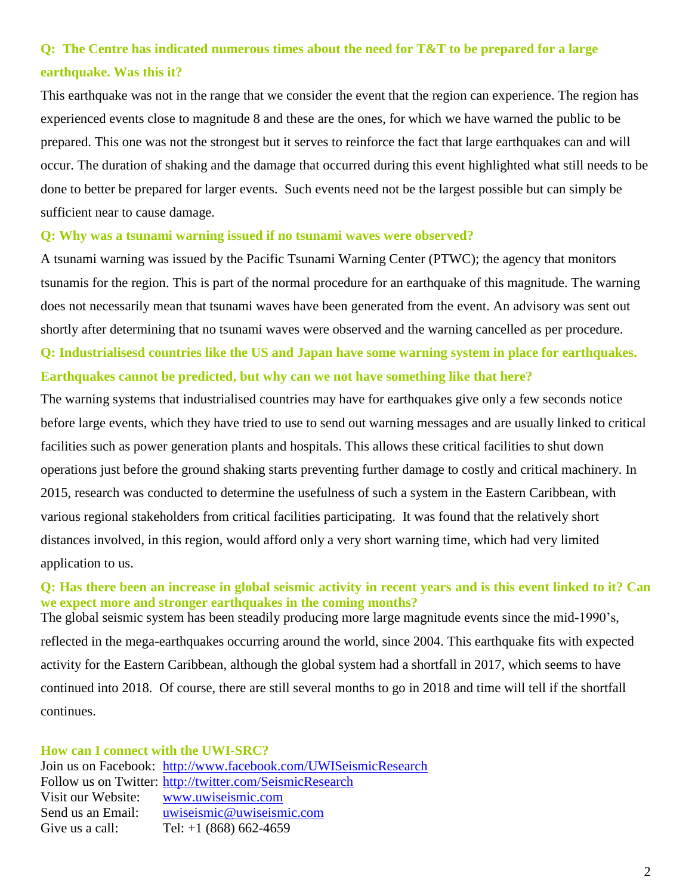### Q: The Centre has indicated numerous times about the need for T&T to be prepared for a large earthquake. Was this it?

This earthquake was not in the range that we consider the event that the region can experience. The region has experienced events close to magnitude 8 and these are the ones, for which we have warned the public to be prepared. This one was not the strongest but it serves to reinforce the fact that large earthquakes can and will occur. The duration of shaking and the damage that occurred during this event highlighted what still needs to be done to better be prepared for larger events. Such events need not be the largest possible but can simply be sufficient near to cause damage.

### Q: Why was a tsunami warning issued if no tsunami waves were observed?

A tsunami warning was issued by the Pacific Tsunami Warning Center (PTWC); the agency that monitors tsunamis for the region. This is part of the normal procedure for an earthquake of this magnitude. The warning does not necessarily mean that tsunami waves have been generated from the event. An advisory was sent out shortly after determining that no tsunami waves were observed and the warning cancelled as per procedure.

### Q: Industrialisesd countries like the US and Japan have some warning system in place for earthquakes. Earthquakes cannot be predicted, but why can we not have something like that here?

The warning systems that industrialised countries may have for earthquakes give only a few seconds notice before large events, which they have tried to use to send out warning messages and are usually linked to critical facilities such as power generation plants and hospitals. This allows these critical facilities to shut down operations just before the ground shaking starts preventing further damage to costly and critical machinery. In 2015, research was conducted to determine the usefulness of such a system in the Eastern Caribbean, with various regional stakeholders from critical facilities participating. It was found that the relatively short distances involved, in this region, would afford only a very short warning time, which had very limited application to us.

### Q: Has there been an increase in global seismic activity in recent years and is this event linked to it? Can we expect more and stronger earthquakes in the coming months?

The global seismic system has been steadily producing more large magnitude events since the mid-1990's, reflected in the mega-earthquakes occurring around the world, since 2004. This earthquake fits with expected activity for the Eastern Caribbean, although the global system had a shortfall in 2017, which seems to have continued into 2018. Of course, there are still several months to go in 2018 and time will tell if the shortfall continues.

### How can I connect with the UWI-SRC?

Join us on Facebook: http://www.facebook.com/UWISeismicResearch
Follow us on Twitter: http://twitter.com/SeismicResearch
Visit our Website: www.uwiseismic.com
Send us an Email: uwiseismic@uwiseismic.com
Give us a call: Tel: +1 (868) 662-4659